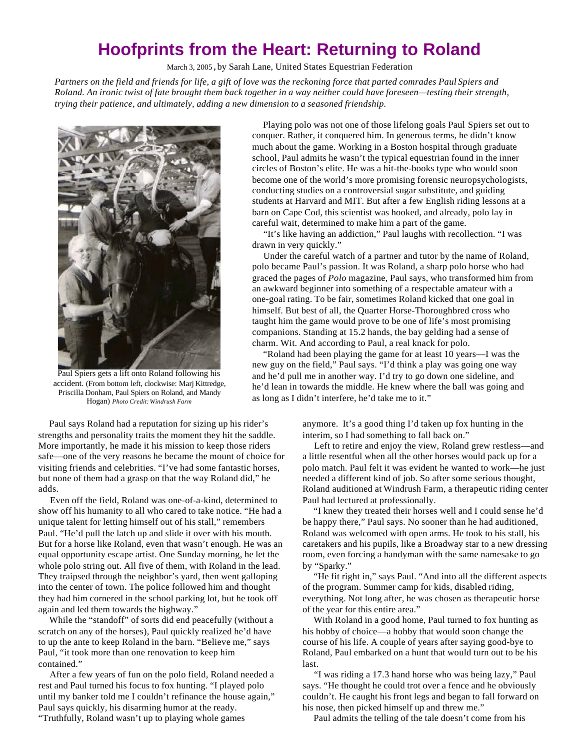# Hoofprints from the Heart: Returning to Roland

March 3, 2005, by Sarah Lane, United States Equestrian Federation

*Partners on the field and friends for life, a gift of love was the reckoning force that parted comrades Paul Spiers and Roland. An ironic twist of fate brought them back together in a way neither could have foreseen—testing their strength, trying their patience, and ultimately, adding a new dimension to a seasoned friendship.*

Paul Spiers gets a lift onto Roland following his accident. (From bottom left, clockwise: Marj Kittredge, Priscilla Donham, Paul Spiers on Roland, and Mandy Hogan) *Photo Credit: Windrush Farm*

Playing polo was not one of those lifelong goals Paul Spiers set out to conquer. Rather, it conquered him. In generous terms, he didn't know much about the game. Working in a Boston hospital through graduate school, Paul admits he wasn't the typical equestrian found in the inner circles of Boston's elite. He was a hit-the-books type who would soon become one of the world's more promising forensic neuropsychologists, conducting studies on a controversial sugar substitute, and guiding students at Harvard and MIT. But after a few English riding lessons at a barn on Cape Cod, this scientist was hooked, and already, polo lay in careful wait, determined to make him a part of the game.

"It's like having an addiction," Paul laughs with recollection. "I was drawn in very quickly."

Under the careful watch of a partner and tutor by the name of Roland, polo became Paul's passion. It was Roland, a sharp polo horse who had graced the pages of *Polo* magazine, Paul says, who transformed him from an awkward beginner into something of a respectable amateur with a one-goal rating. To be fair, sometimes Roland kicked that one goal in himself. But best of all, the Quarter Horse-Thoroughbred cross who taught him the game would prove to be one of life's most promising companions. Standing at 15.2 hands, the bay gelding had a sense of charm. Wit. And according to Paul, a real knack for polo.

"Roland had been playing the game for at least 10 years—I was the new guy on the field," Paul says. "I'd think a play was going one way and he'd pull me in another way. I'd try to go down one sideline, and he'd lean in towards the middle. He knew where the ball was going and as long as I didn't interfere, he'd take me to it."

Paul says Roland had a reputation for sizing up his rider's strengths and personality traits the moment they hit the saddle. More importantly, he made it his mission to keep those riders safe—one of the very reasons he became the mount of choice for visiting friends and celebrities. "I've had some fantastic horses, but none of them had a grasp on that the way Roland did," he adds.

Even off the field, Roland was one-of-a-kind, determined to show off his humanity to all who cared to take notice. "He had a unique talent for letting himself out of his stall," remembers Paul. "He'd pull the latch up and slide it over with his mouth. But for a horse like Roland, even that wasn't enough. He was an equal opportunity escape artist. One Sunday morning, he let the whole polo string out. All five of them, with Roland in the lead. They traipsed through the neighbor's yard, then went galloping into the center of town. The police followed him and thought they had him cornered in the school parking lot, but he took off again and led them towards the highway."

While the "standoff" of sorts did end peacefully (without a scratch on any of the horses), Paul quickly realized he'd have to up the ante to keep Roland in the barn. "Believe me," says Paul, "it took more than one renovation to keep him contained."

After a few years of fun on the polo field, Roland needed a rest and Paul turned his focus to fox hunting. "I played polo until my banker told me I couldn't refinance the house again," Paul says quickly, his disarming humor at the ready. "Truthfully, Roland wasn't up to playing whole games anymore. It's a good thing I'd taken up fox hunting in the interim, so I had something to fall back on."

Left to retire and enjoy the view, Roland grew restless—and a little resentful when all the other horses would pack up for a polo match. Paul felt it was evident he wanted to work—he just needed a different kind of job. So after some serious thought, Roland auditioned at Windrush Farm, a therapeutic riding center Paul had lectured at professionally.

"I knew they treated their horses well and I could sense he'd be happy there," Paul says. No sooner than he had auditioned, Roland was welcomed with open arms. He took to his stall, his caretakers and his pupils, like a Broadway star to a new dressing room, even forcing a handyman with the same namesake to go by "Sparky."

"He fit right in," says Paul. "And into all the different aspects of the program. Summer camp for kids, disabled riding, everything. Not long after, he was chosen as therapeutic horse of the year for this entire area."

With Roland in a good home, Paul turned to fox hunting as his hobby of choice—a hobby that would soon change the course of his life. A couple of years after saying good-bye to Roland, Paul embarked on a hunt that would turn out to be his last.

"I was riding a 17.3 hand horse who was being lazy," Paul says. "He thought he could trot over a fence and he obviously couldn't. He caught his front legs and began to fall forward on his nose, then picked himself up and threw me."

Paul admits the telling of the tale doesn't come from his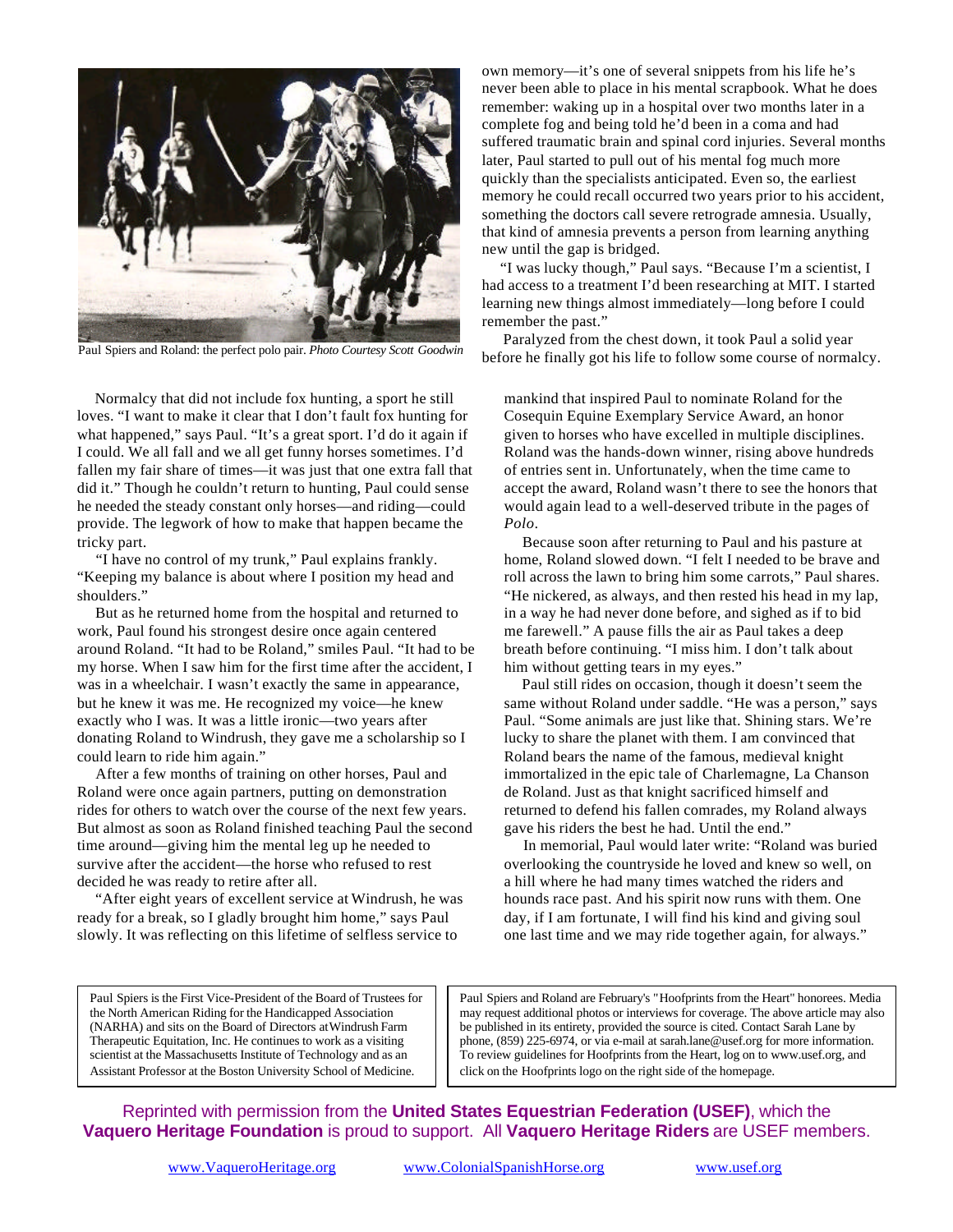Paul Spiers and Roland: the perfect polo pair. *Photo Courtesy Scott Goodwin*

own memory—it's one of several snippets from his life he's never been able to place in his mental scrapbook. What he does remember: waking up in a hospital over two months later in a complete fog and being told he'd been in a coma and had suffered traumatic brain and spinal cord injuries. Several months later, Paul started to pull out of his mental fog much more quickly than the specialists anticipated. Even so, the earliest memory he could recall occurred two years prior to his accident, something the doctors call severe retrograde amnesia. Usually, that kind of amnesia prevents a person from learning anything new until the gap is bridged.

"I was lucky though," Paul says. "Because I'm a scientist, I had access to a treatment I'd been researching at MIT. I started learning new things almost immediately—long before I could remember the past."

Paralyzed from the chest down, it took Paul a solid year before he finally got his life to follow some course of normalcy.

Normalcy that did not include fox hunting, a sport he still loves. "I want to make it clear that I don't fault fox hunting for what happened," says Paul. "It's a great sport. I'd do it again if I could. We all fall and we all get funny horses sometimes. I'd fallen my fair share of times—it was just that one extra fall that did it." Though he couldn't return to hunting, Paul could sense he needed the steady constant only horses—and riding—could provide. The legwork of how to make that happen became the tricky part.

"I have no control of my trunk," Paul explains frankly. "Keeping my balance is about where I position my head and shoulders."

But as he returned home from the hospital and returned to work, Paul found his strongest desire once again centered around Roland. "It had to be Roland," smiles Paul. "It had to be my horse. When I saw him for the first time after the accident, I was in a wheelchair. I wasn't exactly the same in appearance, but he knew it was me. He recognized my voice—he knew exactly who I was. It was a little ironic—two years after donating Roland to Windrush, they gave me a scholarship so I could learn to ride him again."

After a few months of training on other horses, Paul and Roland were once again partners, putting on demonstration rides for others to watch over the course of the next few years. But almost as soon as Roland finished teaching Paul the second time around—giving him the mental leg up he needed to survive after the accident—the horse who refused to rest decided he was ready to retire after all.

"After eight years of excellent service at Windrush, he was ready for a break, so I gladly brought him home," says Paul slowly. It was reflecting on this lifetime of selfless service to mankind that inspired Paul to nominate Roland for the Cosequin Equine Exemplary Service Award, an honor given to horses who have excelled in multiple disciplines. Roland was the hands-down winner, rising above hundreds of entries sent in. Unfortunately, when the time came to accept the award, Roland wasn't there to see the honors that would again lead to a well-deserved tribute in the pages of *Polo*.

Because soon after returning to Paul and his pasture at home, Roland slowed down. "I felt I needed to be brave and roll across the lawn to bring him some carrots," Paul shares. "He nickered, as always, and then rested his head in my lap, in a way he had never done before, and sighed as if to bid me farewell." A pause fills the air as Paul takes a deep breath before continuing. "I miss him. I don't talk about him without getting tears in my eyes."

Paul still rides on occasion, though it doesn't seem the same without Roland under saddle. "He was a person," says Paul. "Some animals are just like that. Shining stars. We're lucky to share the planet with them. I am convinced that Roland bears the name of the famous, medieval knight immortalized in the epic tale of Charlemagne, La Chanson de Roland. Just as that knight sacrificed himself and returned to defend his fallen comrades, my Roland always gave his riders the best he had. Until the end."

In memorial, Paul would later write: "Roland was buried overlooking the countryside he loved and knew so well, on a hill where he had many times watched the riders and hounds race past. And his spirit now runs with them. One day, if I am fortunate, I will find his kind and giving soul one last time and we may ride together again, for always."

Paul Spiers is the First Vice-President of the Board of Trustees for the North American Riding for the Handicapped Association (NARHA) and sits on the Board of Directors at Windrush Farm Therapeutic Equitation, Inc. He continues to work as a visiting scientist at the Massachusetts Institute of Technology and as an Assistant Professor at the Boston University School of Medicine.

Paul Spiers and Roland are February's "Hoofprints from the Heart" honorees. Media may request additional photos or interviews for coverage. The above article may also be published in its entirety, provided the source is cited. Contact Sarah Lane by phone, (859) 225-6974, or via e-mail at sarah.lane@usef.org for more information. To review guidelines for Hoofprints from the Heart, log on to www.usef.org, and click on the Hoofprints logo on the right side of the homepage.

Reprinted with permission from the **United States Equestrian Federation (USEF)**, which the **Vaquero Heritage Foundation** is proud to support. All **Vaquero Heritage Riders** are USEF members.

www.VaqueroHeritage.org www.ColonialSpanishHorse.org www.usef.org